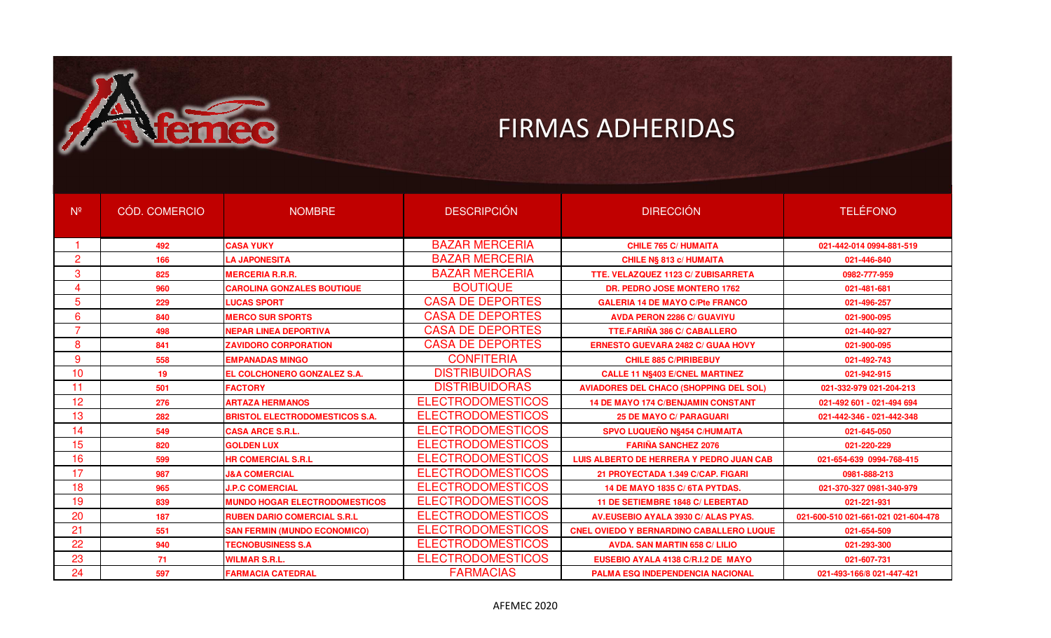# FIRMAS ADHERIDAS

| Nº | CÓD. COMERCIO | NOMBRE | DESCRIPCIÓN | DIRECCIÓN | TELÉFONO |
|---|---|---|---|---|---|
| 1 | 492 | CASA YUKY | BAZAR MERCERIA | CHILE 765 C/ HUMAITA | 021-442-014 0994-881-519 |
| 2 | 166 | LA JAPONESITA | BAZAR MERCERIA | CHILE N§ 813 c/ HUMAITA | 021-446-840 |
| 3 | 825 | MERCERIA R.R.R. | BAZAR MERCERIA | TTE. VELAZQUEZ 1123 C/ ZUBISARRETA | 0982-777-959 |
| 4 | 960 | CAROLINA GONZALES BOUTIQUE | BOUTIQUE | DR. PEDRO JOSE MONTERO 1762 | 021-481-681 |
| 5 | 229 | LUCAS SPORT | CASA DE DEPORTES | GALERIA 14 DE MAYO C/Pte FRANCO | 021-496-257 |
| 6 | 840 | MERCO SUR SPORTS | CASA DE DEPORTES | AVDA PERON 2286 C/ GUAVIYU | 021-900-095 |
| 7 | 498 | NEPAR LINEA DEPORTIVA | CASA DE DEPORTES | TTE.FARIÑA 386 C/ CABALLERO | 021-440-927 |
| 8 | 841 | ZAVIDORO CORPORATION | CASA DE DEPORTES | ERNESTO GUEVARA 2482 C/ GUAA HOVY | 021-900-095 |
| 9 | 558 | EMPANADAS MINGO | CONFITERIA | CHILE 885 C/PIRIBEBUY | 021-492-743 |
| 10 | 19 | EL COLCHONERO GONZALEZ S.A. | DISTRIBUIDORAS | CALLE 11 N§403 E/CNEL MARTINEZ | 021-942-915 |
| 11 | 501 | FACTORY | DISTRIBUIDORAS | AVIADORES DEL CHACO (SHOPPING DEL SOL) | 021-332-979 021-204-213 |
| 12 | 276 | ARTAZA HERMANOS | ELECTRODOMESTICOS | 14 DE MAYO 174 C/BENJAMIN CONSTANT | 021-492 601 - 021-494 694 |
| 13 | 282 | BRISTOL ELECTRODOMESTICOS S.A. | ELECTRODOMESTICOS | 25 DE MAYO C/ PARAGUARI | 021-442-346 - 021-442-348 |
| 14 | 549 | CASA ARCE S.R.L. | ELECTRODOMESTICOS | SPVO LUQUEÑO N§454 C/HUMAITA | 021-645-050 |
| 15 | 820 | GOLDEN LUX | ELECTRODOMESTICOS | FARIÑA SANCHEZ 2076 | 021-220-229 |
| 16 | 599 | HR COMERCIAL S.R.L | ELECTRODOMESTICOS | LUIS ALBERTO DE HERRERA Y PEDRO JUAN CAB | 021-654-639 0994-768-415 |
| 17 | 987 | J&A COMERCIAL | ELECTRODOMESTICOS | 21 PROYECTADA 1.349 C/CAP. FIGARI | 0981-888-213 |
| 18 | 965 | J.P.C COMERCIAL | ELECTRODOMESTICOS | 14 DE MAYO 1835 C/ 6TA PYTDAS. | 021-370-327 0981-340-979 |
| 19 | 839 | MUNDO HOGAR ELECTRODOMESTICOS | ELECTRODOMESTICOS | 11 DE SETIEMBRE 1848 C/ LEBERTAD | 021-221-931 |
| 20 | 187 | RUBEN DARIO COMERCIAL S.R.L | ELECTRODOMESTICOS | AV.EUSEBIO AYALA 3930 C/ ALAS PYAS. | 021-600-510 021-661-021 021-604-478 |
| 21 | 551 | SAN FERMIN (MUNDO ECONOMICO) | ELECTRODOMESTICOS | CNEL OVIEDO Y BERNARDINO CABALLERO LUQUE | 021-654-509 |
| 22 | 940 | TECNOBUSINESS S.A | ELECTRODOMESTICOS | AVDA. SAN MARTIN 658 C/ LILIO | 021-293-300 |
| 23 | 71 | WILMAR S.R.L. | ELECTRODOMESTICOS | EUSEBIO AYALA 4138 C/R.I.2 DE MAYO | 021-607-731 |
| 24 | 597 | FARMACIA CATEDRAL | FARMACIAS | PALMA ESQ INDEPENDENCIA NACIONAL | 021-493-166/8 021-447-421 |

AFEMEC 2020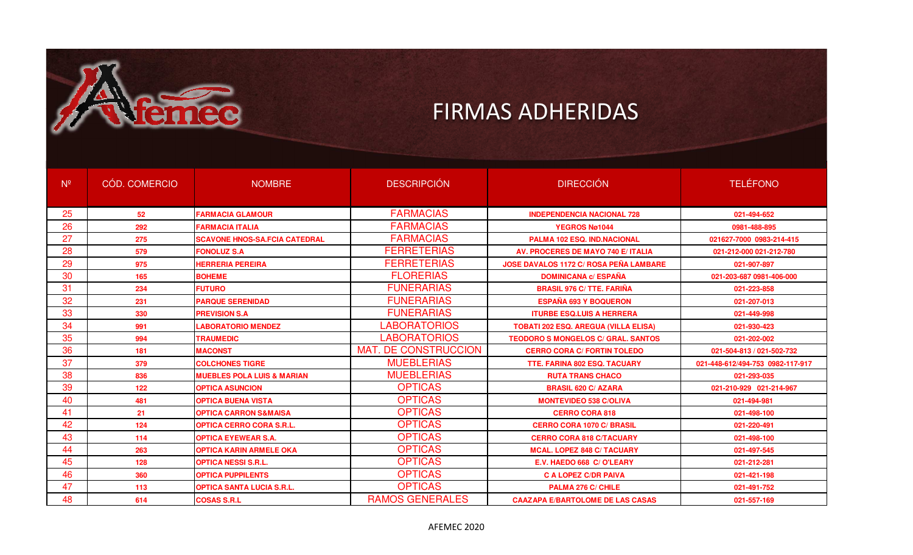# FIRMAS ADHERIDAS

| Nº | CÓD. COMERCIO | NOMBRE | DESCRIPCIÓN | DIRECCIÓN | TELÉFONO |
|---|---|---|---|---|---|
| 25 | 52 | FARMACIA GLAMOUR | FARMACIAS | INDEPENDENCIA NACIONAL 728 | 021-494-652 |
| 26 | 292 | FARMACIA ITALIA | FARMACIAS | YEGROS Nº1044 | 0981-488-895 |
| 27 | 275 | SCAVONE HNOS-SA.FCIA CATEDRAL | FARMACIAS | PALMA 102 ESQ. IND.NACIONAL | 021627-7000 0983-214-415 |
| 28 | 579 | FONOLUZ S.A | FERRETERIAS | AV. PROCERES DE MAYO 740 E/ ITALIA | 021-212-000 021-212-780 |
| 29 | 975 | HERRERIA PEREIRA | FERRETERIAS | JOSE DAVALOS 1172 C/ ROSA PEÑA LAMBARE | 021-907-897 |
| 30 | 165 | BOHEME | FLORERIAS | DOMINICANA c/ ESPAÑA | 021-203-687 0981-406-000 |
| 31 | 234 | FUTURO | FUNERARIAS | BRASIL 976 C/ TTE. FARIÑA | 021-223-858 |
| 32 | 231 | PARQUE SERENIDAD | FUNERARIAS | ESPAÑA 693 Y BOQUERON | 021-207-013 |
| 33 | 330 | PREVISION S.A | FUNERARIAS | ITURBE ESQ.LUIS A HERRERA | 021-449-998 |
| 34 | 991 | LABORATORIO MENDEZ | LABORATORIOS | TOBATI 202 ESQ. AREGUA (VILLA ELISA) | 021-930-423 |
| 35 | 994 | TRAUMEDIC | LABORATORIOS | TEODORO S MONGELOS C/ GRAL. SANTOS | 021-202-002 |
| 36 | 181 | MACONST | MAT. DE CONSTRUCCION | CERRO CORA C/ FORTIN TOLEDO | 021-504-813 / 021-502-732 |
| 37 | 379 | COLCHONES TIGRE | MUEBLERIAS | TTE. FARINA 802 ESQ. TACUARY | 021-448-612/494-753 0982-117-917 |
| 38 | 836 | MUEBLES POLA LUIS & MARIAN | MUEBLERIAS | RUTA TRANS CHACO | 021-293-035 |
| 39 | 122 | OPTICA ASUNCION | OPTICAS | BRASIL 620 C/ AZARA | 021-210-929 021-214-967 |
| 40 | 481 | OPTICA BUENA VISTA | OPTICAS | MONTEVIDEO 538 C/OLIVA | 021-494-981 |
| 41 | 21 | OPTICA CARRON S&MAISA | OPTICAS | CERRO CORA 818 | 021-498-100 |
| 42 | 124 | OPTICA CERRO CORA S.R.L. | OPTICAS | CERRO CORA 1070 C/ BRASIL | 021-220-491 |
| 43 | 114 | OPTICA EYEWEAR S.A. | OPTICAS | CERRO CORA 818 C/TACUARY | 021-498-100 |
| 44 | 263 | OPTICA KARIN ARMELE OKA | OPTICAS | MCAL. LOPEZ 848 C/ TACUARY | 021-497-545 |
| 45 | 128 | OPTICA NESSI S.R.L. | OPTICAS | E.V. HAEDO 668 C/ O'LEARY | 021-212-281 |
| 46 | 360 | OPTICA PUPPILENTS | OPTICAS | C A LOPEZ C/DR PAIVA | 021-421-198 |
| 47 | 113 | OPTICA SANTA LUCIA S.R.L. | OPTICAS | PALMA 276 C/ CHILE | 021-491-752 |
| 48 | 614 | COSAS S.R.L | RAMOS GENERALES | CAAZAPA E/BARTOLOME DE LAS CASAS | 021-557-169 |

AFEMEC 2020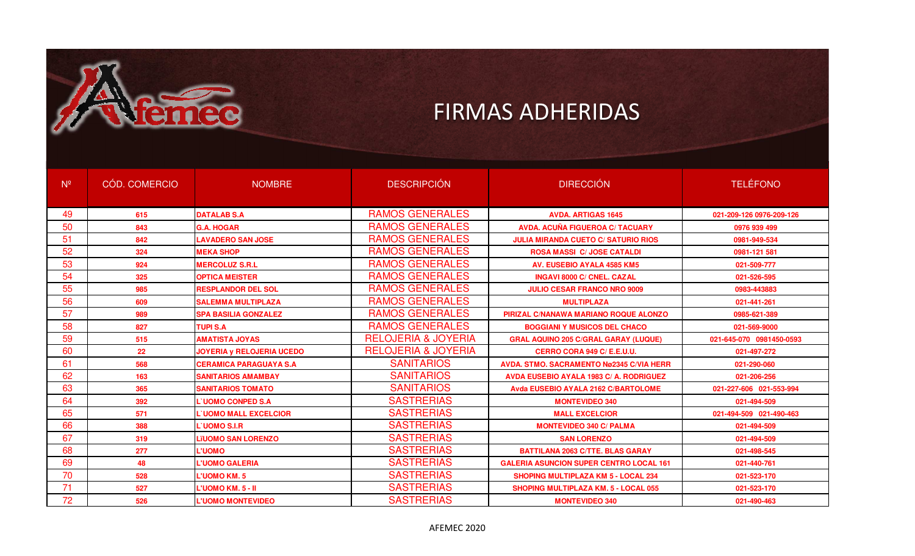# FIRMAS ADHERIDAS

| Nº | CÓD. COMERCIO | NOMBRE | DESCRIPCIÓN | DIRECCIÓN | TELÉFONO |
|---|---|---|---|---|---|
| 49 | 615 | DATALAB S.A | RAMOS GENERALES | AVDA. ARTIGAS 1645 | 021-209-126 0976-209-126 |
| 50 | 843 | G.A. HOGAR | RAMOS GENERALES | AVDA. ACUÑA FIGUEROA C/ TACUARY | 0976 939 499 |
| 51 | 842 | LAVADERO SAN JOSE | RAMOS GENERALES | JULIA MIRANDA CUETO C/ SATURIO RIOS | 0981-949-534 |
| 52 | 324 | MEKA SHOP | RAMOS GENERALES | ROSA MASSI C/ JOSE CATALDI | 0981-121 581 |
| 53 | 924 | MERCOLUZ S.R.L | RAMOS GENERALES | AV. EUSEBIO AYALA 4585 KM5 | 021-509-777 |
| 54 | 325 | OPTICA MEISTER | RAMOS GENERALES | INGAVI 8000 C/ CNEL. CAZAL | 021-526-595 |
| 55 | 985 | RESPLANDOR DEL SOL | RAMOS GENERALES | JULIO CESAR FRANCO NRO 9009 | 0983-443883 |
| 56 | 609 | SALEMMA MULTIPLAZA | RAMOS GENERALES | MULTIPLAZA | 021-441-261 |
| 57 | 989 | SPA BASILIA GONZALEZ | RAMOS GENERALES | PIRIZAL C/NANAWA MARIANO ROQUE ALONZO | 0985-621-389 |
| 58 | 827 | TUPI S.A | RAMOS GENERALES | BOGGIANI Y MUSICOS DEL CHACO | 021-569-9000 |
| 59 | 515 | AMATISTA JOYAS | RELOJERIA & JOYERIA | GRAL AQUINO 205 C/GRAL GARAY (LUQUE) | 021-645-070 0981450-0593 |
| 60 | 22 | JOYERIA y RELOJERIA UCEDO | RELOJERIA & JOYERIA | CERRO CORA 949 C/ E.E.U.U. | 021-497-272 |
| 61 | 568 | CERAMICA PARAGUAYA S.A | SANITARIOS | AVDA. STMO. SACRAMENTO Nº2345 C/VIA HERR | 021-290-060 |
| 62 | 163 | SANITARIOS AMAMBAY | SANITARIOS | AVDA EUSEBIO AYALA 1983 C/ A. RODRIGUEZ | 021-206-256 |
| 63 | 365 | SANITARIOS TOMATO | SANITARIOS | Avda EUSEBIO AYALA 2162 C/BARTOLOME | 021-227-606 021-553-994 |
| 64 | 392 | L`UOMO CONPED S.A | SASTRERIAS | MONTEVIDEO 340 | 021-494-509 |
| 65 | 571 | L`UOMO MALL EXCELCIOR | SASTRERIAS | MALL EXCELCIOR | 021-494-509 021-490-463 |
| 66 | 388 | L`UOMO S.I.R | SASTRERIAS | MONTEVIDEO 340 C/ PALMA | 021-494-509 |
| 67 | 319 | LíUOMO SAN LORENZO | SASTRERIAS | SAN LORENZO | 021-494-509 |
| 68 | 277 | L'UOMO | SASTRERIAS | BATTILANA 2063 C/TTE. BLAS GARAY | 021-498-545 |
| 69 | 48 | L'UOMO GALERIA | SASTRERIAS | GALERIA ASUNCION SUPER CENTRO LOCAL 161 | 021-440-761 |
| 70 | 528 | L'UOMO KM. 5 | SASTRERIAS | SHOPING MULTIPLAZA KM 5 - LOCAL 234 | 021-523-170 |
| 71 | 527 | L'UOMO KM. 5 - II | SASTRERIAS | SHOPING MULTIPLAZA KM. 5 - LOCAL 055 | 021-523-170 |
| 72 | 526 | L'UOMO MONTEVIDEO | SASTRERIAS | MONTEVIDEO 340 | 021-490-463 |

AFEMEC 2020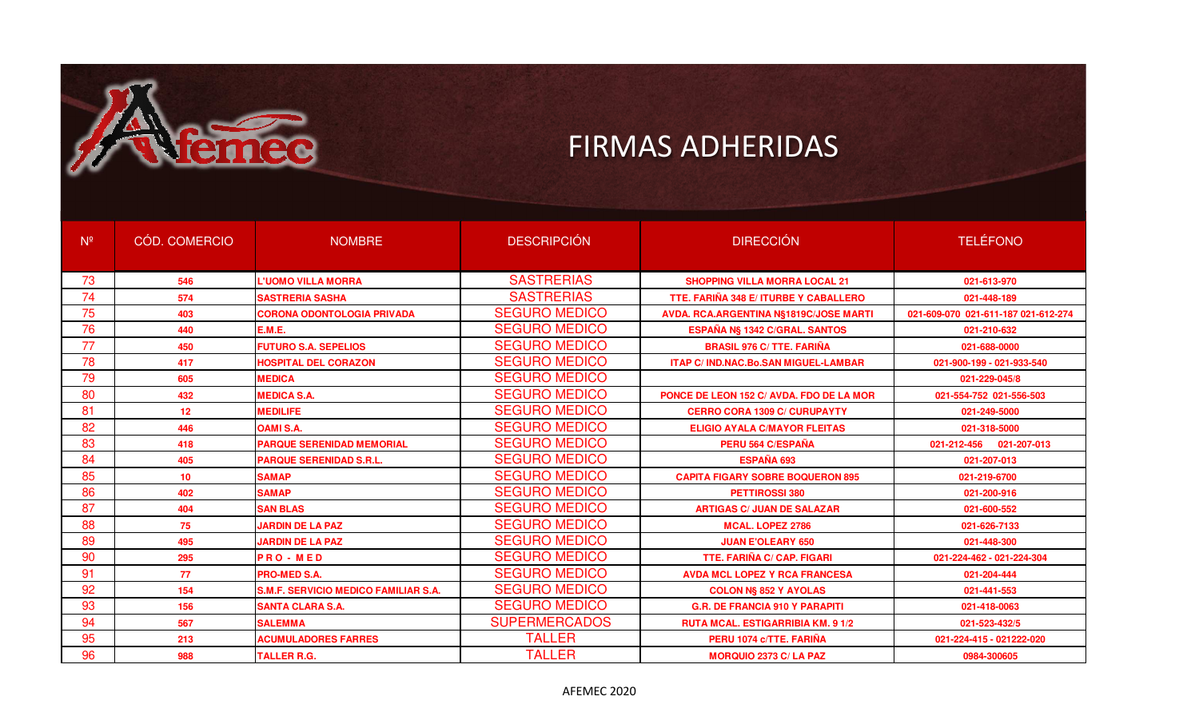# FIRMAS ADHERIDAS

| Nº | CÓD. COMERCIO | NOMBRE | DESCRIPCIÓN | DIRECCIÓN | TELÉFONO |
|---|---|---|---|---|---|
| 73 | 546 | L'UOMO VILLA MORRA | SASTRERIAS | SHOPPING VILLA MORRA LOCAL 21 | 021-613-970 |
| 74 | 574 | SASTRERIA SASHA | SASTRERIAS | TTE. FARIÑA 348 E/ ITURBE Y CABALLERO | 021-448-189 |
| 75 | 403 | CORONA ODONTOLOGIA PRIVADA | SEGURO MEDICO | AVDA. RCA.ARGENTINA N§1819C/JOSE MARTI | 021-609-070 021-611-187 021-612-274 |
| 76 | 440 | E.M.E. | SEGURO MEDICO | ESPAÑA N§ 1342 C/GRAL. SANTOS | 021-210-632 |
| 77 | 450 | FUTURO S.A. SEPELIOS | SEGURO MEDICO | BRASIL 976 C/ TTE. FARIÑA | 021-688-0000 |
| 78 | 417 | HOSPITAL DEL CORAZON | SEGURO MEDICO | ITAP C/ IND.NAC.Bo.SAN MIGUEL-LAMBAR | 021-900-199 - 021-933-540 |
| 79 | 605 | MEDICA | SEGURO MEDICO | | 021-229-045/8 |
| 80 | 432 | MEDICA S.A. | SEGURO MEDICO | PONCE DE LEON 152 C/ AVDA. FDO DE LA MOR | 021-554-752 021-556-503 |
| 81 | 12 | MEDILIFE | SEGURO MEDICO | CERRO CORA 1309 C/ CURUPAYTY | 021-249-5000 |
| 82 | 446 | OAMI S.A. | SEGURO MEDICO | ELIGIO AYALA C/MAYOR FLEITAS | 021-318-5000 |
| 83 | 418 | PARQUE SERENIDAD MEMORIAL | SEGURO MEDICO | PERU 564 C/ESPAÑA | 021-212-456 021-207-013 |
| 84 | 405 | PARQUE SERENIDAD S.R.L. | SEGURO MEDICO | ESPAÑA 693 | 021-207-013 |
| 85 | 10 | SAMAP | SEGURO MEDICO | CAPITA FIGARY SOBRE BOQUERON 895 | 021-219-6700 |
| 86 | 402 | SAMAP | SEGURO MEDICO | PETTIROSSI 380 | 021-200-916 |
| 87 | 404 | SAN BLAS | SEGURO MEDICO | ARTIGAS C/ JUAN DE SALAZAR | 021-600-552 |
| 88 | 75 | JARDIN DE LA PAZ | SEGURO MEDICO | MCAL. LOPEZ 2786 | 021-626-7133 |
| 89 | 495 | JARDIN DE LA PAZ | SEGURO MEDICO | JUAN E'OLEARY 650 | 021-448-300 |
| 90 | 295 | P R O - M E D | SEGURO MEDICO | TTE. FARIÑA C/ CAP. FIGARI | 021-224-462 - 021-224-304 |
| 91 | 77 | PRO-MED S.A. | SEGURO MEDICO | AVDA MCL LOPEZ Y RCA FRANCESA | 021-204-444 |
| 92 | 154 | S.M.F. SERVICIO MEDICO FAMILIAR S.A. | SEGURO MEDICO | COLON N§ 852 Y AYOLAS | 021-441-553 |
| 93 | 156 | SANTA CLARA S.A. | SEGURO MEDICO | G.R. DE FRANCIA 910 Y PARAPITI | 021-418-0063 |
| 94 | 567 | SALEMMA | SUPERMERCADOS | RUTA MCAL. ESTIGARRIBIA KM. 9 1/2 | 021-523-432/5 |
| 95 | 213 | ACUMULADORES FARRES | TALLER | PERU 1074 c/TTE. FARIÑA | 021-224-415 - 021222-020 |
| 96 | 988 | TALLER R.G. | TALLER | MORQUIO 2373 C/ LA PAZ | 0984-300605 |

AFEMEC 2020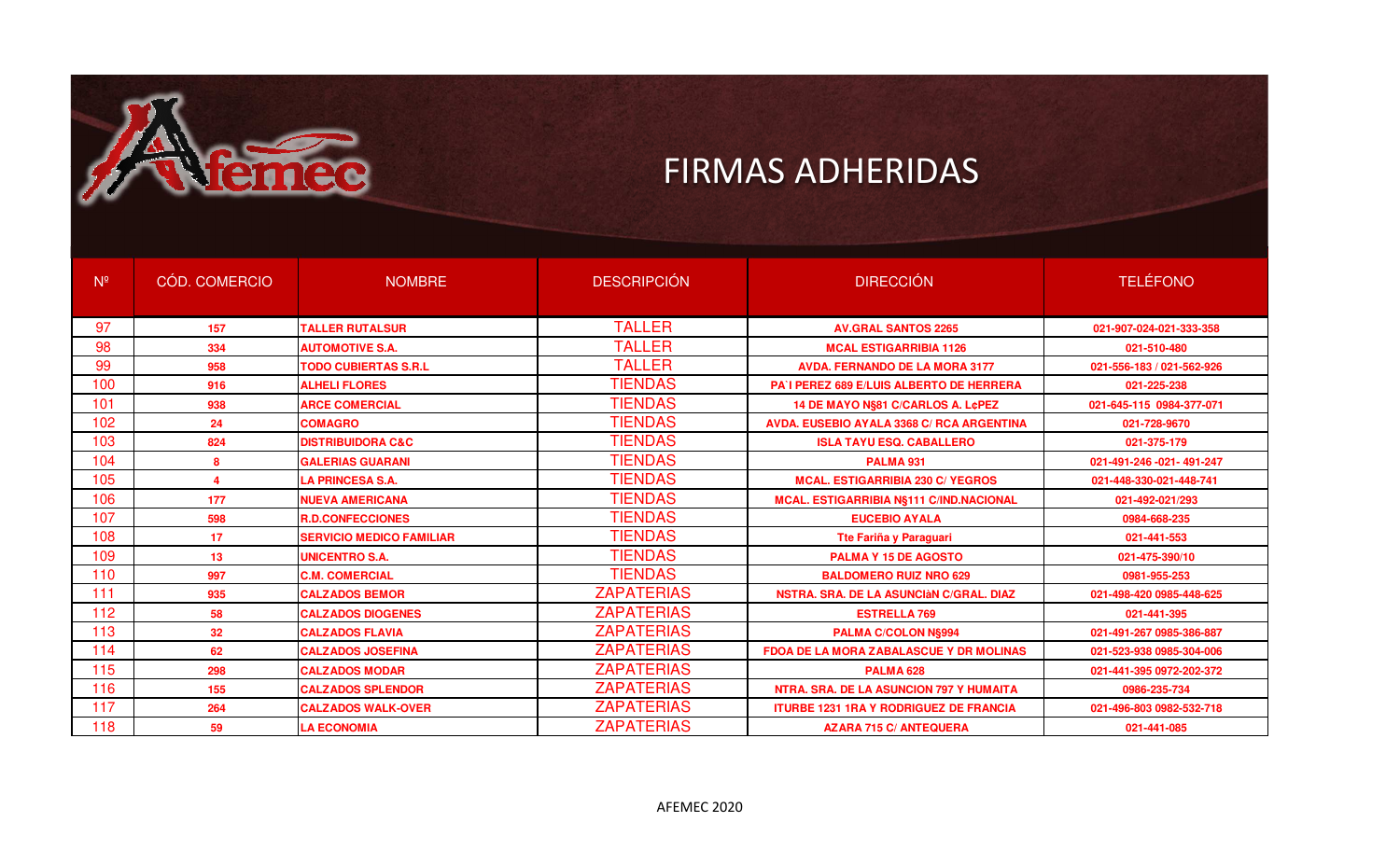# FIRMAS ADHERIDAS

| Nº | CÓD. COMERCIO | NOMBRE | DESCRIPCIÓN | DIRECCIÓN | TELÉFONO |
|---|---|---|---|---|---|
| 97 | 157 | TALLER RUTALSUR | TALLER | AV.GRAL SANTOS 2265 | 021-907-024-021-333-358 |
| 98 | 334 | AUTOMOTIVE S.A. | TALLER | MCAL ESTIGARRIBIA 1126 | 021-510-480 |
| 99 | 958 | TODO CUBIERTAS S.R.L | TALLER | AVDA. FERNANDO DE LA MORA 3177 | 021-556-183 / 021-562-926 |
| 100 | 916 | ALHELI FLORES | TIENDAS | PA`I PEREZ 689 E/LUIS ALBERTO DE HERRERA | 021-225-238 |
| 101 | 938 | ARCE COMERCIAL | TIENDAS | 14 DE MAYO N§81 C/CARLOS A. L¢PEZ | 021-645-115 0984-377-071 |
| 102 | 24 | COMAGRO | TIENDAS | AVDA. EUSEBIO AYALA 3368 C/ RCA ARGENTINA | 021-728-9670 |
| 103 | 824 | DISTRIBUIDORA C&C | TIENDAS | ISLA TAYU ESQ. CABALLERO | 021-375-179 |
| 104 | 8 | GALERIAS GUARANI | TIENDAS | PALMA 931 | 021-491-246 -021- 491-247 |
| 105 | 4 | LA PRINCESA S.A. | TIENDAS | MCAL. ESTIGARRIBIA 230 C/ YEGROS | 021-448-330-021-448-741 |
| 106 | 177 | NUEVA AMERICANA | TIENDAS | MCAL. ESTIGARRIBIA N§111 C/IND.NACIONAL | 021-492-021/293 |
| 107 | 598 | R.D.CONFECCIONES | TIENDAS | EUCEBIO AYALA | 0984-668-235 |
| 108 | 17 | SERVICIO MEDICO FAMILIAR | TIENDAS | Tte Fariña y Paraguari | 021-441-553 |
| 109 | 13 | UNICENTRO S.A. | TIENDAS | PALMA Y 15 DE AGOSTO | 021-475-390/10 |
| 110 | 997 | C.M. COMERCIAL | TIENDAS | BALDOMERO RUIZ NRO 629 | 0981-955-253 |
| 111 | 935 | CALZADOS BEMOR | ZAPATERIAS | NSTRA. SRA. DE LA ASUNCIàN C/GRAL. DIAZ | 021-498-420 0985-448-625 |
| 112 | 58 | CALZADOS DIOGENES | ZAPATERIAS | ESTRELLA 769 | 021-441-395 |
| 113 | 32 | CALZADOS FLAVIA | ZAPATERIAS | PALMA C/COLON N§994 | 021-491-267 0985-386-887 |
| 114 | 62 | CALZADOS JOSEFINA | ZAPATERIAS | FDOA DE LA MORA ZABALASCUE Y DR MOLINAS | 021-523-938 0985-304-006 |
| 115 | 298 | CALZADOS MODAR | ZAPATERIAS | PALMA 628 | 021-441-395 0972-202-372 |
| 116 | 155 | CALZADOS SPLENDOR | ZAPATERIAS | NTRA. SRA. DE LA ASUNCION 797 Y HUMAITA | 0986-235-734 |
| 117 | 264 | CALZADOS WALK-OVER | ZAPATERIAS | ITURBE 1231 1RA Y RODRIGUEZ DE FRANCIA | 021-496-803 0982-532-718 |
| 118 | 59 | LA ECONOMIA | ZAPATERIAS | AZARA 715 C/ ANTEQUERA | 021-441-085 |

AFEMEC 2020